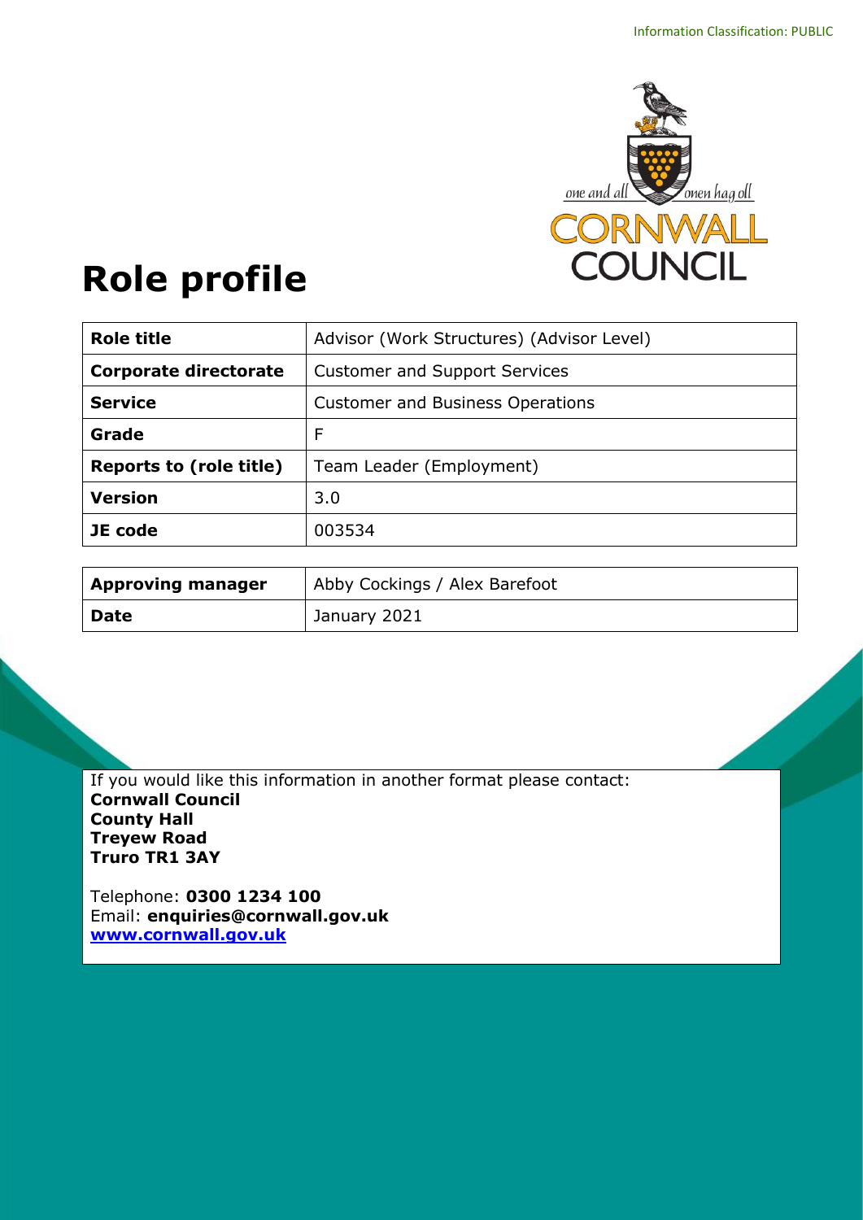Information Classification: PUBLIC

# Role profile

| Role title | Advisor (Work Structures) (Advisor Level) |
| --- | --- |
| Corporate directorate | Customer and Support Services |
| Service | Customer and Business Operations |
| Grade | F |
| Reports to (role title) | Team Leader (Employment) |
| Version | 3.0 |
| JE code | 003534 |

| Approving manager | Abby Cockings / Alex Barefoot |
| --- | --- |
| Date | January 2021 |

If you would like this information in another format please contact:
**Cornwall Council**
**County Hall**
**Treyew Road**
**Truro TR1 3AY**

Telephone: **0300 1234 100**
Email: **enquiries@cornwall.gov.uk**
**www.cornwall.gov.uk**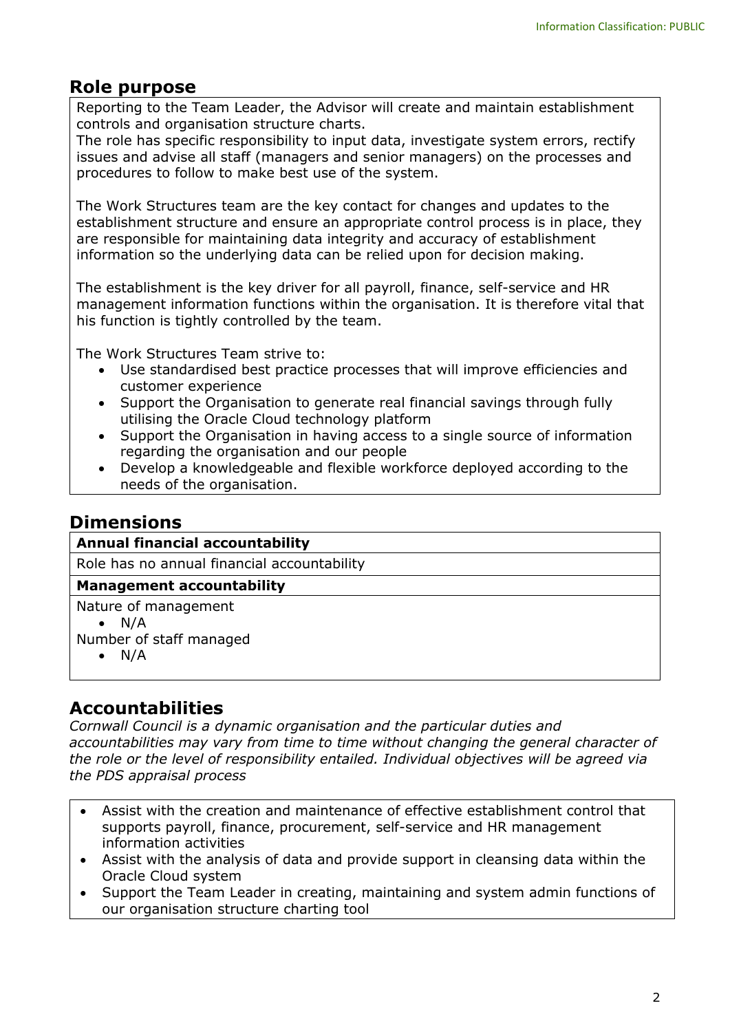## Role purpose

Reporting to the Team Leader, the Advisor will create and maintain establishment controls and organisation structure charts.

The role has specific responsibility to input data, investigate system errors, rectify issues and advise all staff (managers and senior managers) on the processes and procedures to follow to make best use of the system.

The Work Structures team are the key contact for changes and updates to the establishment structure and ensure an appropriate control process is in place, they are responsible for maintaining data integrity and accuracy of establishment information so the underlying data can be relied upon for decision making.

The establishment is the key driver for all payroll, finance, self-service and HR management information functions within the organisation. It is therefore vital that his function is tightly controlled by the team.

The Work Structures Team strive to:

- Use standardised best practice processes that will improve efficiencies and customer experience
- Support the Organisation to generate real financial savings through fully utilising the Oracle Cloud technology platform
- Support the Organisation in having access to a single source of information regarding the organisation and our people
- Develop a knowledgeable and flexible workforce deployed according to the needs of the organisation.

## Dimensions

**Annual financial accountability**

Role has no annual financial accountability

**Management accountability**

Nature of management

- N/A

Number of staff managed

- N/A

## Accountabilities

*Cornwall Council is a dynamic organisation and the particular duties and accountabilities may vary from time to time without changing the general character of the role or the level of responsibility entailed. Individual objectives will be agreed via the PDS appraisal process*

- Assist with the creation and maintenance of effective establishment control that supports payroll, finance, procurement, self-service and HR management information activities
- Assist with the analysis of data and provide support in cleansing data within the Oracle Cloud system
- Support the Team Leader in creating, maintaining and system admin functions of our organisation structure charting tool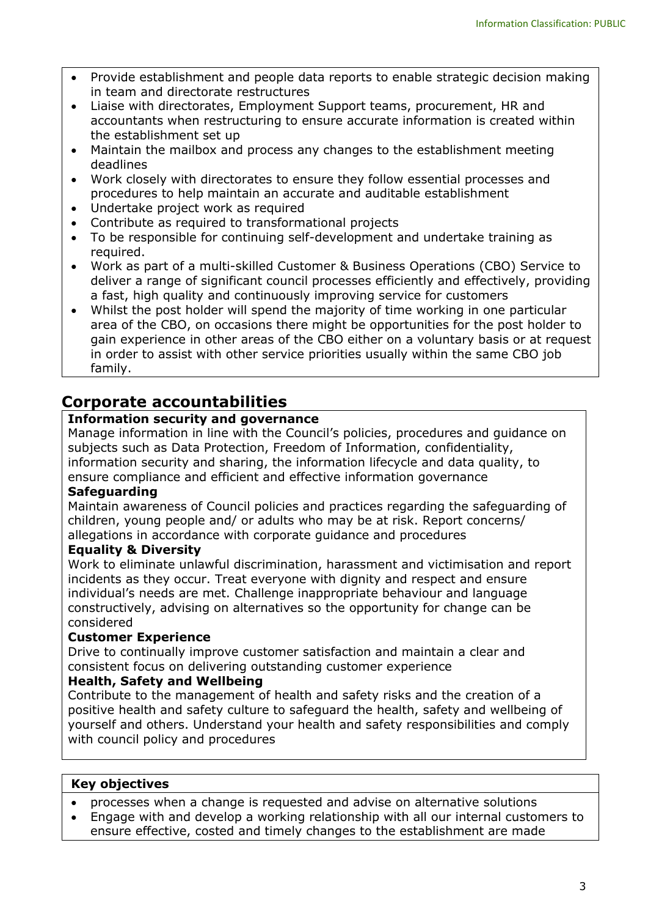- Provide establishment and people data reports to enable strategic decision making in team and directorate restructures
- Liaise with directorates, Employment Support teams, procurement, HR and accountants when restructuring to ensure accurate information is created within the establishment set up
- Maintain the mailbox and process any changes to the establishment meeting deadlines
- Work closely with directorates to ensure they follow essential processes and procedures to help maintain an accurate and auditable establishment
- Undertake project work as required
- Contribute as required to transformational projects
- To be responsible for continuing self-development and undertake training as required.
- Work as part of a multi-skilled Customer & Business Operations (CBO) Service to deliver a range of significant council processes efficiently and effectively, providing a fast, high quality and continuously improving service for customers
- Whilst the post holder will spend the majority of time working in one particular area of the CBO, on occasions there might be opportunities for the post holder to gain experience in other areas of the CBO either on a voluntary basis or at request in order to assist with other service priorities usually within the same CBO job family.

## Corporate accountabilities

**Information security and governance**
Manage information in line with the Council's policies, procedures and guidance on subjects such as Data Protection, Freedom of Information, confidentiality, information security and sharing, the information lifecycle and data quality, to ensure compliance and efficient and effective information governance

**Safeguarding**
Maintain awareness of Council policies and practices regarding the safeguarding of children, young people and/ or adults who may be at risk. Report concerns/ allegations in accordance with corporate guidance and procedures

**Equality & Diversity**
Work to eliminate unlawful discrimination, harassment and victimisation and report incidents as they occur. Treat everyone with dignity and respect and ensure individual's needs are met. Challenge inappropriate behaviour and language constructively, advising on alternatives so the opportunity for change can be considered

**Customer Experience**
Drive to continually improve customer satisfaction and maintain a clear and consistent focus on delivering outstanding customer experience

**Health, Safety and Wellbeing**
Contribute to the management of health and safety risks and the creation of a positive health and safety culture to safeguard the health, safety and wellbeing of yourself and others. Understand your health and safety responsibilities and comply with council policy and procedures

**Key objectives**

- processes when a change is requested and advise on alternative solutions
- Engage with and develop a working relationship with all our internal customers to ensure effective, costed and timely changes to the establishment are made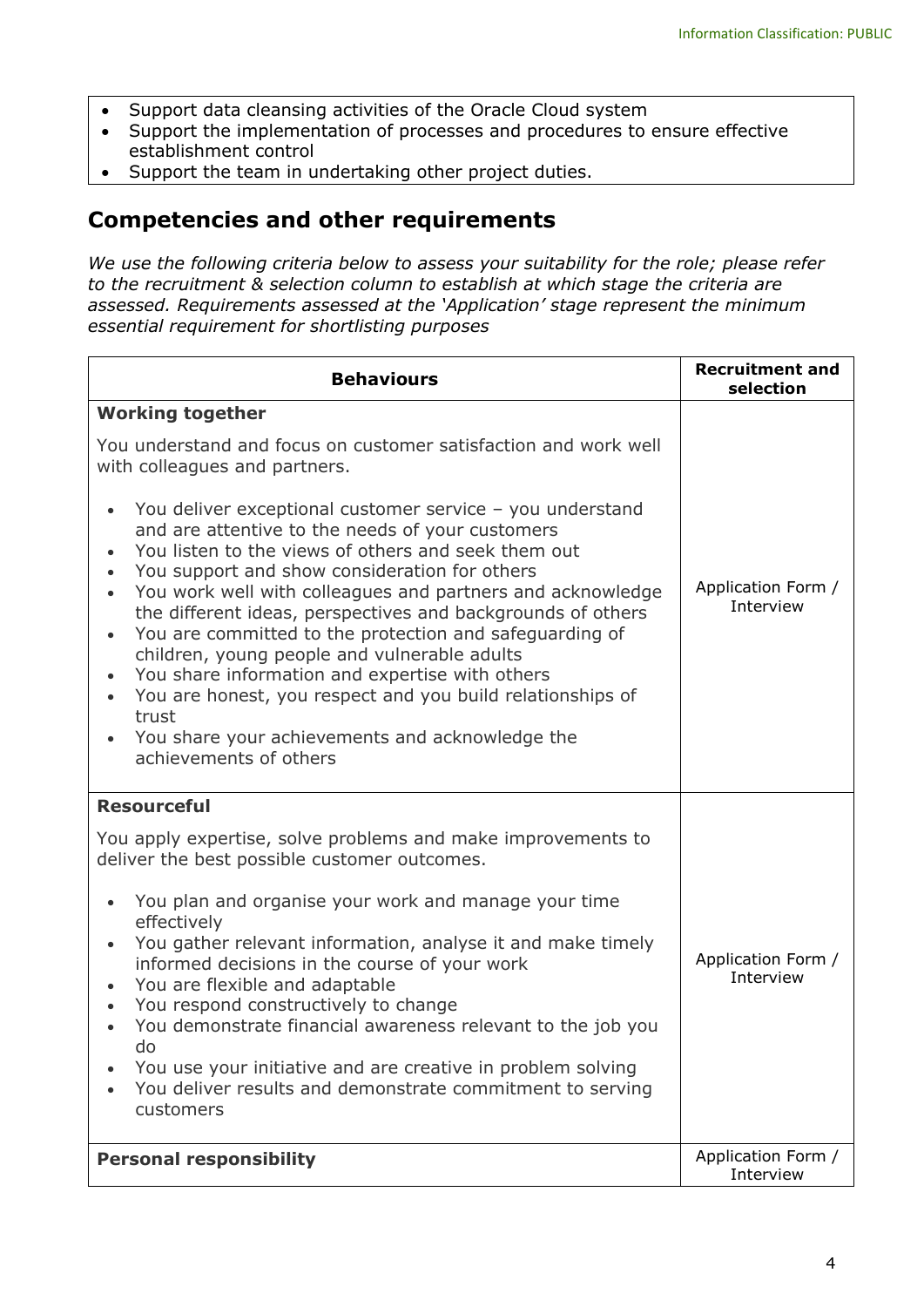- Support data cleansing activities of the Oracle Cloud system
- Support the implementation of processes and procedures to ensure effective establishment control
- Support the team in undertaking other project duties.

## Competencies and other requirements

*We use the following criteria below to assess your suitability for the role; please refer to the recruitment & selection column to establish at which stage the criteria are assessed. Requirements assessed at the 'Application' stage represent the minimum essential requirement for shortlisting purposes*

| Behaviours | Recruitment and selection |
|---|---|
| **Working together**<br><br>You understand and focus on customer satisfaction and work well with colleagues and partners.<br><br>• You deliver exceptional customer service – you understand and are attentive to the needs of your customers<br>• You listen to the views of others and seek them out<br>• You support and show consideration for others<br>• You work well with colleagues and partners and acknowledge the different ideas, perspectives and backgrounds of others<br>• You are committed to the protection and safeguarding of children, young people and vulnerable adults<br>• You share information and expertise with others<br>• You are honest, you respect and you build relationships of trust<br>• You share your achievements and acknowledge the achievements of others | Application Form / Interview |
| **Resourceful**<br><br>You apply expertise, solve problems and make improvements to deliver the best possible customer outcomes.<br><br>• You plan and organise your work and manage your time effectively<br>• You gather relevant information, analyse it and make timely informed decisions in the course of your work<br>• You are flexible and adaptable<br>• You respond constructively to change<br>• You demonstrate financial awareness relevant to the job you do<br>• You use your initiative and are creative in problem solving<br>• You deliver results and demonstrate commitment to serving customers | Application Form / Interview |
| **Personal responsibility** | Application Form / Interview |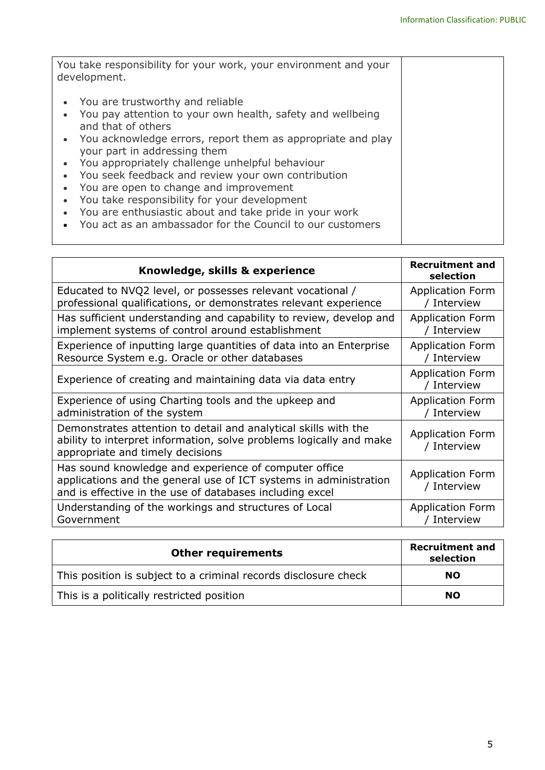| | |
|---|---|
| You take responsibility for your work, your environment and your development.<br><br>• You are trustworthy and reliable<br>• You pay attention to your own health, safety and wellbeing and that of others<br>• You acknowledge errors, report them as appropriate and play your part in addressing them<br>• You appropriately challenge unhelpful behaviour<br>• You seek feedback and review your own contribution<br>• You are open to change and improvement<br>• You take responsibility for your development<br>• You are enthusiastic about and take pride in your work<br>• You act as an ambassador for the Council to our customers | |

| **Knowledge, skills & experience** | **Recruitment and selection** |
|---|---|
| Educated to NVQ2 level, or possesses relevant vocational / professional qualifications, or demonstrates relevant experience | Application Form / Interview |
| Has sufficient understanding and capability to review, develop and implement systems of control around establishment | Application Form / Interview |
| Experience of inputting large quantities of data into an Enterprise Resource System e.g. Oracle or other databases | Application Form / Interview |
| Experience of creating and maintaining data via data entry | Application Form / Interview |
| Experience of using Charting tools and the upkeep and administration of the system | Application Form / Interview |
| Demonstrates attention to detail and analytical skills with the ability to interpret information, solve problems logically and make appropriate and timely decisions | Application Form / Interview |
| Has sound knowledge and experience of computer office applications and the general use of ICT systems in administration and is effective in the use of databases including excel | Application Form / Interview |
| Understanding of the workings and structures of Local Government | Application Form / Interview |

| **Other requirements** | **Recruitment and selection** |
|---|---|
| This position is subject to a criminal records disclosure check | **NO** |
| This is a politically restricted position | **NO** |